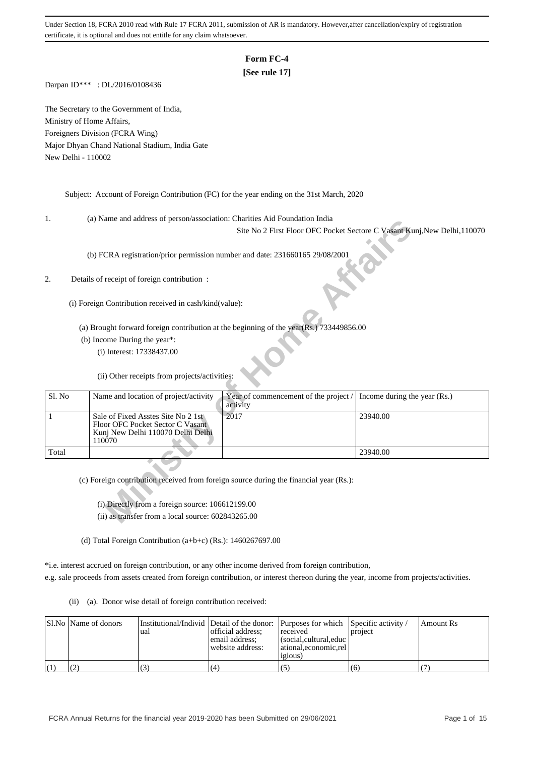Under Section 18, FCRA 2010 read with Rule 17 FCRA 2011, submission of AR is mandatory. However,after cancellation/expiry of registration certificate, it is optional and does not entitle for any claim whatsoever.

# Form FC-4
**[See rule 17]**

Darpan ID*** : DL/2016/0108436

The Secretary to the Government of India,
Ministry of Home Affairs,
Foreigners Division (FCRA Wing)
Major Dhyan Chand National Stadium, India Gate
New Delhi - 110002

Subject: Account of Foreign Contribution (FC) for the year ending on the 31st March, 2020

1. (a) Name and address of person/association: Charities Aid Foundation India
Site No 2 First Floor OFC Pocket Sectore C Vasant Kunj,New Delhi,110070

(b) FCRA registration/prior permission number and date: 231660165 29/08/2001

2. Details of receipt of foreign contribution :

(i) Foreign Contribution received in cash/kind(value):

(a) Brought forward foreign contribution at the beginning of the year(Rs.) 733449856.00

(b) Income During the year*:

(i) Interest: 17338437.00

(ii) Other receipts from projects/activities:

| Sl. No | Name and location of project/activity | Year of commencement of the project / activity | Income during the year (Rs.) |
|---|---|---|---|
| 1 | Sale of Fixed Asstes Site No 2 1st Floor OFC Pocket Sector C Vasant Kunj New Delhi 110070 Delhi Delhi 110070 | 2017 | 23940.00 |
| Total | | | 23940.00 |

(c) Foreign contribution received from foreign source during the financial year (Rs.):

(i) Directly from a foreign source: 106612199.00

(ii) as transfer from a local source: 602843265.00

(d) Total Foreign Contribution (a+b+c) (Rs.): 1460267697.00

*i.e. interest accrued on foreign contribution, or any other income derived from foreign contribution, e.g. sale proceeds from assets created from foreign contribution, or interest thereon during the year, income from projects/activities.

(ii) (a). Donor wise detail of foreign contribution received:

| Sl.No | Name of donors | Institutional/Individual | Detail of the donor: official address; email address; website address: | Purposes for which received (social,cultural,educational,economic,religious) | Specific activity / project | Amount Rs |
|---|---|---|---|---|---|---|
| (1) | (2) | (3) | (4) | (5) | (6) | (7) |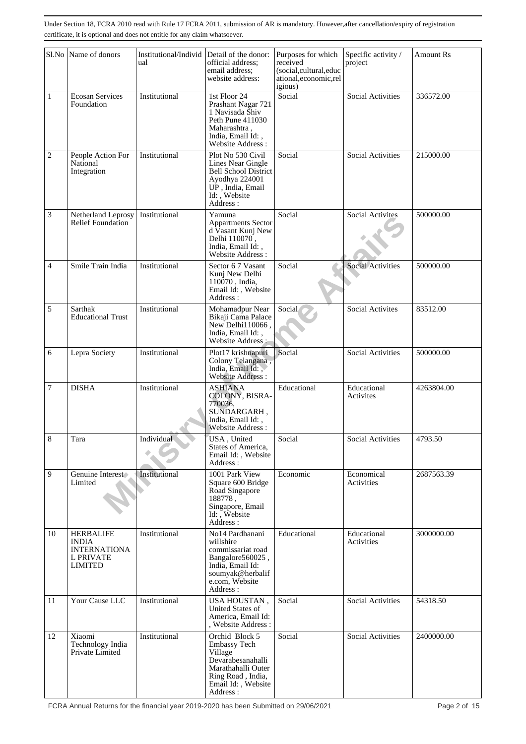Under Section 18, FCRA 2010 read with Rule 17 FCRA 2011, submission of AR is mandatory. However,after cancellation/expiry of registration certificate, it is optional and does not entitle for any claim whatsoever.

| Sl.No | Name of donors | Institutional/Individual | Detail of the donor: official address; email address; website address: | Purposes for which received (social,cultural,educational,economic,religious) | Specific activity / project | Amount Rs |
|---|---|---|---|---|---|---|
| 1 | Ecosan Services Foundation | Institutional | 1st Floor 24 Prashant Nagar 721 1 Navisada Shiv Peth Pune 411030 Maharashtra , India, Email Id: , Website Address : | Social | Social Activities | 336572.00 |
| 2 | People Action For National Integration | Institutional | Plot No 530 Civil Lines Near Gingle Bell School District Ayodhya 224001 UP , India, Email Id: , Website Address : | Social | Social Activities | 215000.00 |
| 3 | Netherland Leprosy Relief Foundation | Institutional | Yamuna Appartments Sector d Vasant Kunj New Delhi 110070 , India, Email Id: , Website Address : | Social | Social Activites | 500000.00 |
| 4 | Smile Train India | Institutional | Sector 6 7 Vasant Kunj New Delhi 110070 , India, Email Id: , Website Address : | Social | Social Activities | 500000.00 |
| 5 | Sarthak Educational Trust | Institutional | Mohamadpur Near Bikaji Cama Palace New Delhi110066 , India, Email Id: , Website Address : | Social | Social Activites | 83512.00 |
| 6 | Lepra Society | Institutional | Plot17 krishnapuri Colony Telangana , India, Email Id: , Website Address : | Social | Social Activities | 500000.00 |
| 7 | DISHA | Institutional | ASHIANA COLONY, BISRA-770036, SUNDARGARH , India, Email Id: , Website Address : | Educational | Educational Activites | 4263804.00 |
| 8 | Tara | Individual | USA , United States of America, Email Id: , Website Address : | Social | Social Activities | 4793.50 |
| 9 | Genuine Interest Limited | Institutional | 1001 Park View Square 600 Bridge Road Singapore 188778 , Singapore, Email Id: , Website Address : | Economic | Economical Activities | 2687563.39 |
| 10 | HERBALIFE INDIA INTERNATIONAL PRIVATE LIMITED | Institutional | No14 Pardhanani willshire commissariat road Bangalore560025 , India, Email Id: soumyak@herbalife.com, Website Address : | Educational | Educational Activities | 3000000.00 |
| 11 | Your Cause LLC | Institutional | USA HOUSTAN , United States of America, Email Id: , Website Address : | Social | Social Activities | 54318.50 |
| 12 | Xiaomi Technology India Private Limited | Institutional | Orchid Block 5 Embassy Tech Village Devarabesanahalli Marathahalli Outer Ring Road , India, Email Id: , Website Address : | Social | Social Activities | 2400000.00 |

FCRA Annual Returns for the financial year 2019-2020 has been Submitted on 29/06/2021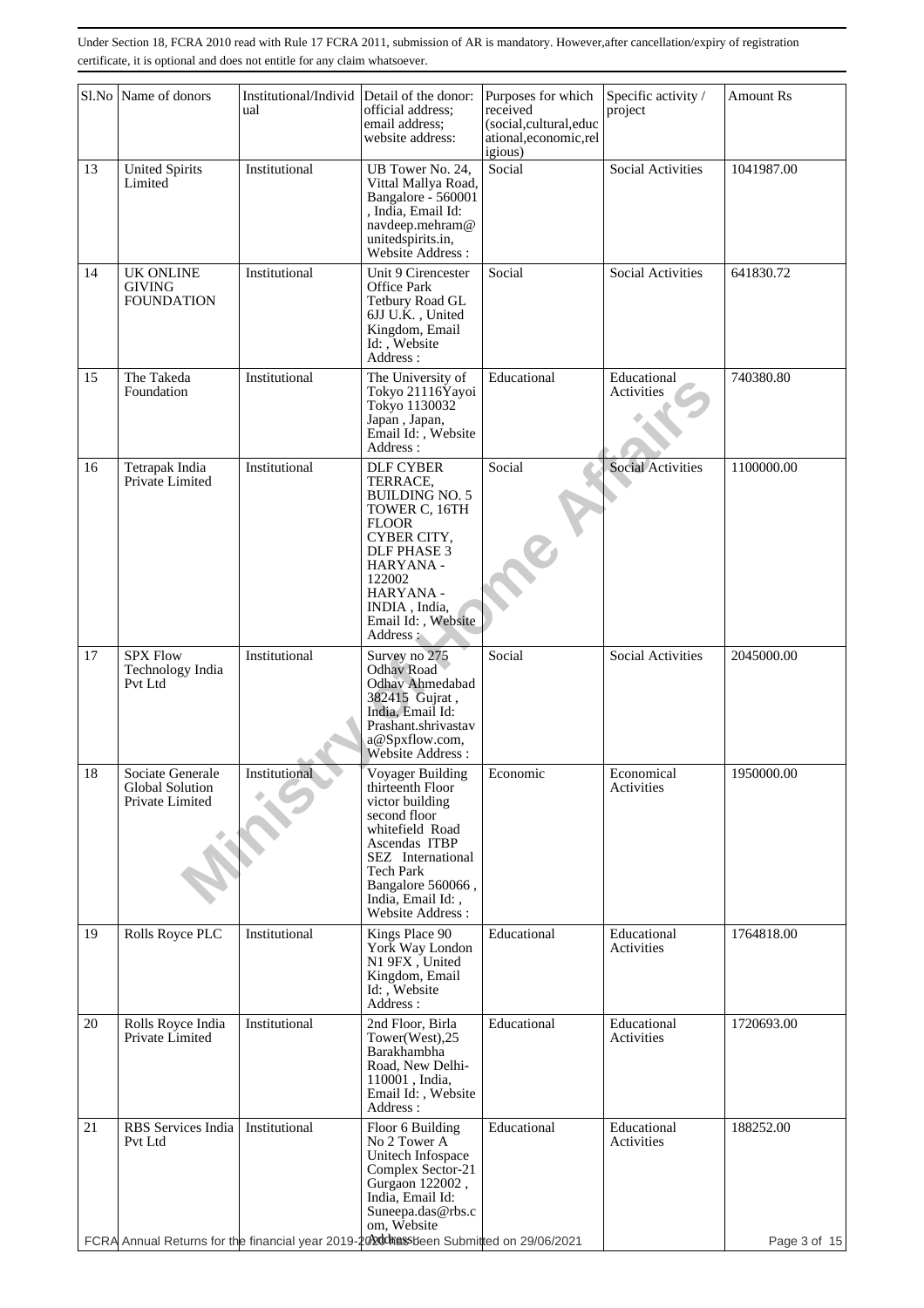Under Section 18, FCRA 2010 read with Rule 17 FCRA 2011, submission of AR is mandatory. However,after cancellation/expiry of registration certificate, it is optional and does not entitle for any claim whatsoever.

| Sl.No | Name of donors | Institutional/Individual | Detail of the donor: official address; email address; website address: | Purposes for which received (social,cultural,educational,economic,religious) | Specific activity / project | Amount Rs |
|---|---|---|---|---|---|---|
| 13 | United Spirits Limited | Institutional | UB Tower No. 24, Vittal Mallya Road, Bangalore - 560001 , India, Email Id: navdeep.mehram@unitedspirits.in, Website Address : | Social | Social Activities | 1041987.00 |
| 14 | UK ONLINE GIVING FOUNDATION | Institutional | Unit 9 Cirencester Office Park Tetbury Road GL 6JJ U.K. , United Kingdom, Email Id: , Website Address : | Social | Social Activities | 641830.72 |
| 15 | The Takeda Foundation | Institutional | The University of Tokyo 21116Yayoi Tokyo 1130032 Japan , Japan, Email Id: , Website Address : | Educational | Educational Activities | 740380.80 |
| 16 | Tetrapak India Private Limited | Institutional | DLF CYBER TERRACE, BUILDING NO. 5 TOWER C, 16TH FLOOR CYBER CITY, DLF PHASE 3 HARYANA - 122002 HARYANA - INDIA , India, Email Id: , Website Address : | Social | Social Activities | 1100000.00 |
| 17 | SPX Flow Technology India Pvt Ltd | Institutional | Survey no 275 Odhav Road Odhav Ahmedabad 382415 Gujrat , India, Email Id: Prashant.shrivastava@Spxflow.com, Website Address : | Social | Social Activities | 2045000.00 |
| 18 | Sociate Generale Global Solution Private Limited | Institutional | Voyager Building thirteenth Floor victor building second floor whitefield Road Ascendas ITBP SEZ International Tech Park Bangalore 560066 , India, Email Id: , Website Address : | Economic | Economical Activities | 1950000.00 |
| 19 | Rolls Royce PLC | Institutional | Kings Place 90 York Way London N1 9FX , United Kingdom, Email Id: , Website Address : | Educational | Educational Activities | 1764818.00 |
| 20 | Rolls Royce India Private Limited | Institutional | 2nd Floor, Birla Tower(West),25 Barakhambha Road, New Delhi-110001 , India, Email Id: , Website Address : | Educational | Educational Activities | 1720693.00 |
| 21 | RBS Services India Pvt Ltd | Institutional | Floor 6 Building No 2 Tower A Unitech Infospace Complex Sector-21 Gurgaon 122002 , India, Email Id: Suneepa.das@rbs.com, Website Address : | Educational | Educational Activities | 188252.00 |

FCRA Annual Returns for the financial year 2019-2020 has been Submitted on 29/06/2021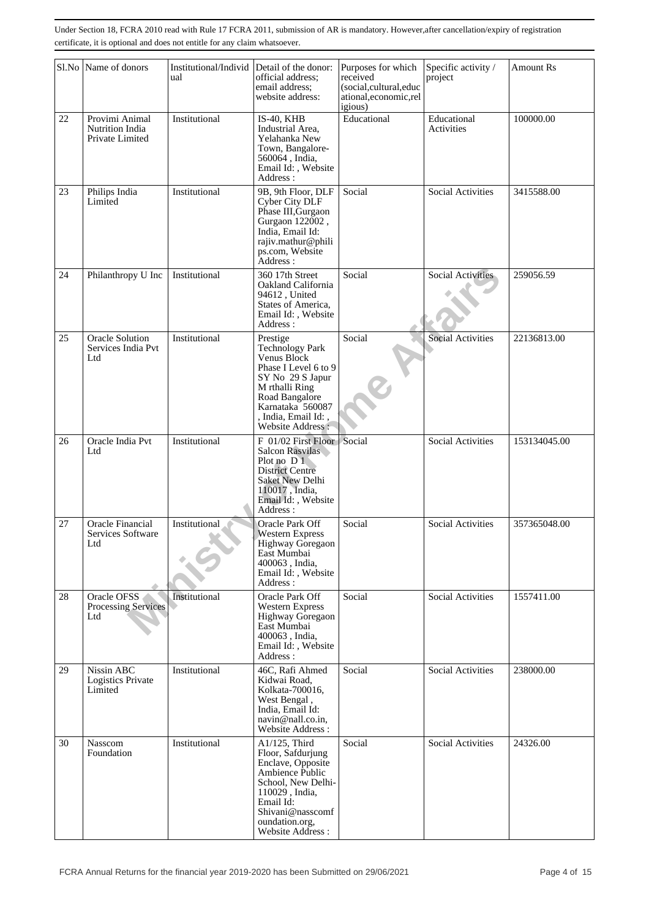Under Section 18, FCRA 2010 read with Rule 17 FCRA 2011, submission of AR is mandatory. However,after cancellation/expiry of registration certificate, it is optional and does not entitle for any claim whatsoever.

| Sl.No | Name of donors | Institutional/Individual | Detail of the donor: official address; email address; website address: | Purposes for which received (social,cultural,educational,economic,religious) | Specific activity / project | Amount Rs |
|---|---|---|---|---|---|---|
| 22 | Provimi Animal Nutrition India Private Limited | Institutional | IS-40, KHB Industrial Area, Yelahanka New Town, Bangalore-560064 , India, Email Id: , Website Address : | Educational | Educational Activities | 100000.00 |
| 23 | Philips India Limited | Institutional | 9B, 9th Floor, DLF Cyber City DLF Phase III,Gurgaon Gurgaon 122002 , India, Email Id: rajiv.mathur@philips.com, Website Address : | Social | Social Activities | 3415588.00 |
| 24 | Philanthropy U Inc | Institutional | 360 17th Street Oakland California 94612 , United States of America, Email Id: , Website Address : | Social | Social Activities | 259056.59 |
| 25 | Oracle Solution Services India Pvt Ltd | Institutional | Prestige Technology Park Venus Block Phase I Level 6 to 9 SY No 29 S Japur M rthalli Ring Road Bangalore Karnataka 560087 , India, Email Id: , Website Address : | Social | Social Activities | 22136813.00 |
| 26 | Oracle India Pvt Ltd | Institutional | F 01/02 First Floor Salcon Rasvilas Plot no D 1 District Centre Saket New Delhi 110017 , India, Email Id: , Website Address : | Social | Social Activities | 153134045.00 |
| 27 | Oracle Financial Services Software Ltd | Institutional | Oracle Park Off Western Express Highway Goregaon East Mumbai 400063 , India, Email Id: , Website Address : | Social | Social Activities | 357365048.00 |
| 28 | Oracle OFSS Processing Services Ltd | Institutional | Oracle Park Off Western Express Highway Goregaon East Mumbai 400063 , India, Email Id: , Website Address : | Social | Social Activities | 1557411.00 |
| 29 | Nissin ABC Logistics Private Limited | Institutional | 46C, Rafi Ahmed Kidwai Road, Kolkata-700016, West Bengal , India, Email Id: navin@nall.co.in, Website Address : | Social | Social Activities | 238000.00 |
| 30 | Nasscom Foundation | Institutional | A1/125, Third Floor, Safdurjung Enclave, Opposite Ambience Public School, New Delhi-110029 , India, Email Id: Shivani@nasscomfoundation.org, Website Address : | Social | Social Activities | 24326.00 |

FCRA Annual Returns for the financial year 2019-2020 has been Submitted on 29/06/2021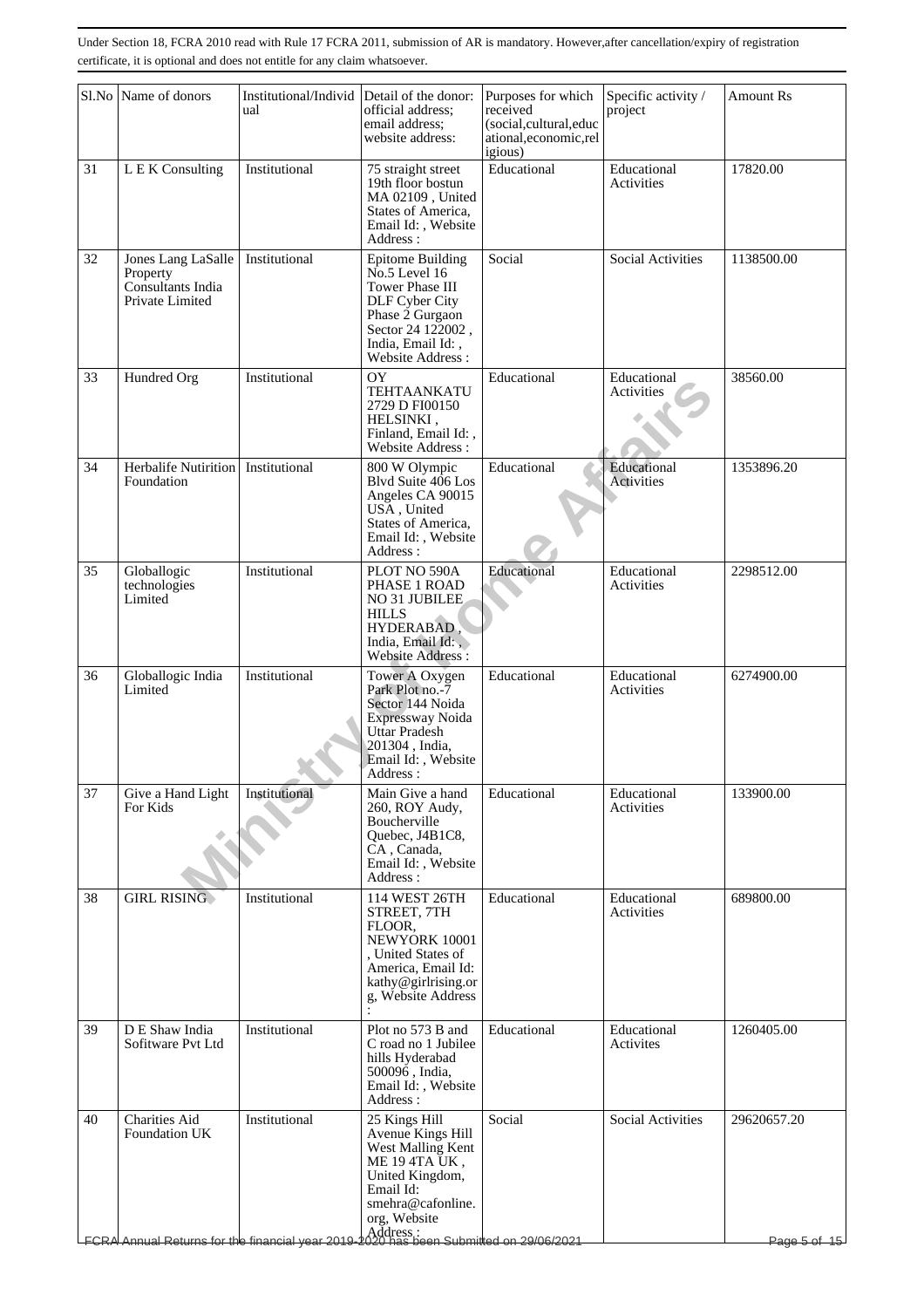Under Section 18, FCRA 2010 read with Rule 17 FCRA 2011, submission of AR is mandatory. However,after cancellation/expiry of registration certificate, it is optional and does not entitle for any claim whatsoever.

| Sl.No | Name of donors | Institutional/Individual | Detail of the donor: official address; email address; website address: | Purposes for which received (social,cultural,educational,economic,religious) | Specific activity / project | Amount Rs |
|---|---|---|---|---|---|---|
| 31 | L E K Consulting | Institutional | 75 straight street 19th floor bostun MA 02109 , United States of America, Email Id: , Website Address : | Educational | Educational Activities | 17820.00 |
| 32 | Jones Lang LaSalle Property Consultants India Private Limited | Institutional | Epitome Building No.5 Level 16 Tower Phase III DLF Cyber City Phase 2 Gurgaon Sector 24 122002 , India, Email Id: , Website Address : | Social | Social Activities | 1138500.00 |
| 33 | Hundred Org | Institutional | OY TEHTAANKATU 2729 D FI00150 HELSINKI , Finland, Email Id: , Website Address : | Educational | Educational Activities | 38560.00 |
| 34 | Herbalife Nutirition Foundation | Institutional | 800 W Olympic Blvd Suite 406 Los Angeles CA 90015 USA , United States of America, Email Id: , Website Address : | Educational | Educational Activities | 1353896.20 |
| 35 | Globallogic technologies Limited | Institutional | PLOT NO 590A PHASE 1 ROAD NO 31 JUBILEE HILLS HYDERABAD , India, Email Id: , Website Address : | Educational | Educational Activities | 2298512.00 |
| 36 | Globallogic India Limited | Institutional | Tower A Oxygen Park Plot no.-7 Sector 144 Noida Expressway Noida Uttar Pradesh 201304 , India, Email Id: , Website Address : | Educational | Educational Activities | 6274900.00 |
| 37 | Give a Hand Light For Kids | Institutional | Main Give a hand 260, ROY Audy, Boucherville Quebec, J4B1C8, CA , Canada, Email Id: , Website Address : | Educational | Educational Activities | 133900.00 |
| 38 | GIRL RISING | Institutional | 114 WEST 26TH STREET, 7TH FLOOR, NEWYORK 10001 , United States of America, Email Id: kathy@girlrising.org, Website Address : | Educational | Educational Activities | 689800.00 |
| 39 | D E Shaw India Sofitware Pvt Ltd | Institutional | Plot no 573 B and C road no 1 Jubilee hills Hyderabad 500096 , India, Email Id: , Website Address : | Educational | Educational Activites | 1260405.00 |
| 40 | Charities Aid Foundation UK | Institutional | 25 Kings Hill Avenue Kings Hill West Malling Kent ME 19 4TA UK , United Kingdom, Email Id: smehra@cafonline.org, Website Address : | Social | Social Activities | 29620657.20 |

FCRA Annual Returns for the financial year 2019-2020 has been Submitted on 29/06/2021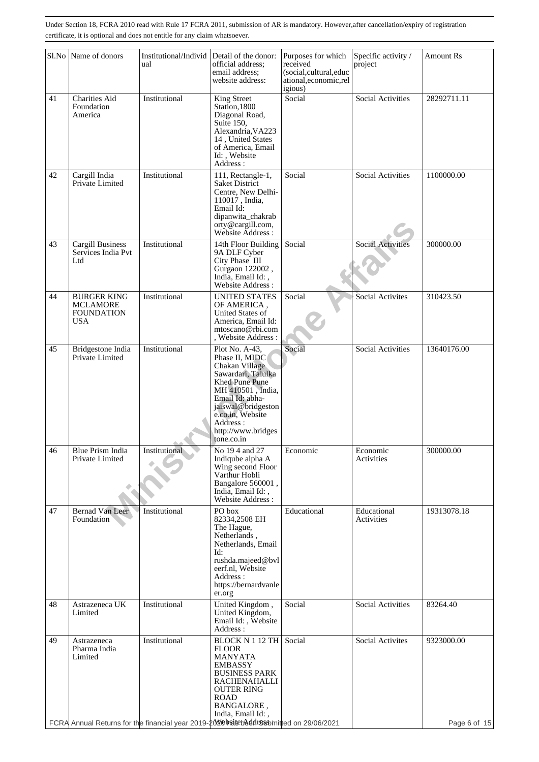Under Section 18, FCRA 2010 read with Rule 17 FCRA 2011, submission of AR is mandatory. However,after cancellation/expiry of registration certificate, it is optional and does not entitle for any claim whatsoever.

| Sl.No | Name of donors | Institutional/Individual | Detail of the donor: official address; email address; website address: | Purposes for which received (social,cultural,educational,economic,religious) | Specific activity / project | Amount Rs |
|---|---|---|---|---|---|---|
| 41 | Charities Aid Foundation America | Institutional | King Street Station,1800 Diagonal Road, Suite 150, Alexandria,VA22314 , United States of America, Email Id: , Website Address : | Social | Social Activities | 28292711.11 |
| 42 | Cargill India Private Limited | Institutional | 111, Rectangle-1, Saket District Centre, New Delhi-110017 , India, Email Id: dipanwita_chakraborty@cargill.com, Website Address : | Social | Social Activities | 1100000.00 |
| 43 | Cargill Business Services India Pvt Ltd | Institutional | 14th Floor Building 9A DLF Cyber City Phase III Gurgaon 122002 , India, Email Id: , Website Address : | Social | Social Activities | 300000.00 |
| 44 | BURGER KING MCLAMORE FOUNDATION USA | Institutional | UNITED STATES OF AMERICA , United States of America, Email Id: mtoscano@rbi.com , Website Address : | Social | Social Activites | 310423.50 |
| 45 | Bridgestone India Private Limited | Institutional | Plot No. A-43, Phase II, MIDC Chakan Village Sawardari, Talulka Khed Pune Pune MH 410501 , India, Email Id: abha-jaiswal@bridgestone.co.in, Website Address : http://www.bridgestone.co.in | Social | Social Activities | 13640176.00 |
| 46 | Blue Prism India Private Limited | Institutional | No 19 4 and 27 Indiqube alpha A Wing second Floor Varthur Hobli Bangalore 560001 , India, Email Id: , Website Address : | Economic | Economic Activities | 300000.00 |
| 47 | Bernad Van Leer Foundation | Institutional | PO box 82334,2508 EH The Hague, Netherlands , Netherlands, Email Id: rushda.majeed@bvleerf.nl, Website Address : https://bernardvanleer.org | Educational | Educational Activities | 19313078.18 |
| 48 | Astrazeneca UK Limited | Institutional | United Kingdom , United Kingdom, Email Id: , Website Address : | Social | Social Activities | 83264.40 |
| 49 | Astrazeneca Pharma India Limited | Institutional | BLOCK N 1 12 TH FLOOR MANYATA EMBASSY BUSINESS PARK RACHENAHALLI OUTER RING ROAD BANGALORE , India, Email Id: , Website Address : | Social | Social Activites | 9323000.00 |

FCRA Annual Returns for the financial year 2019-2020 has been submitted on 29/06/2021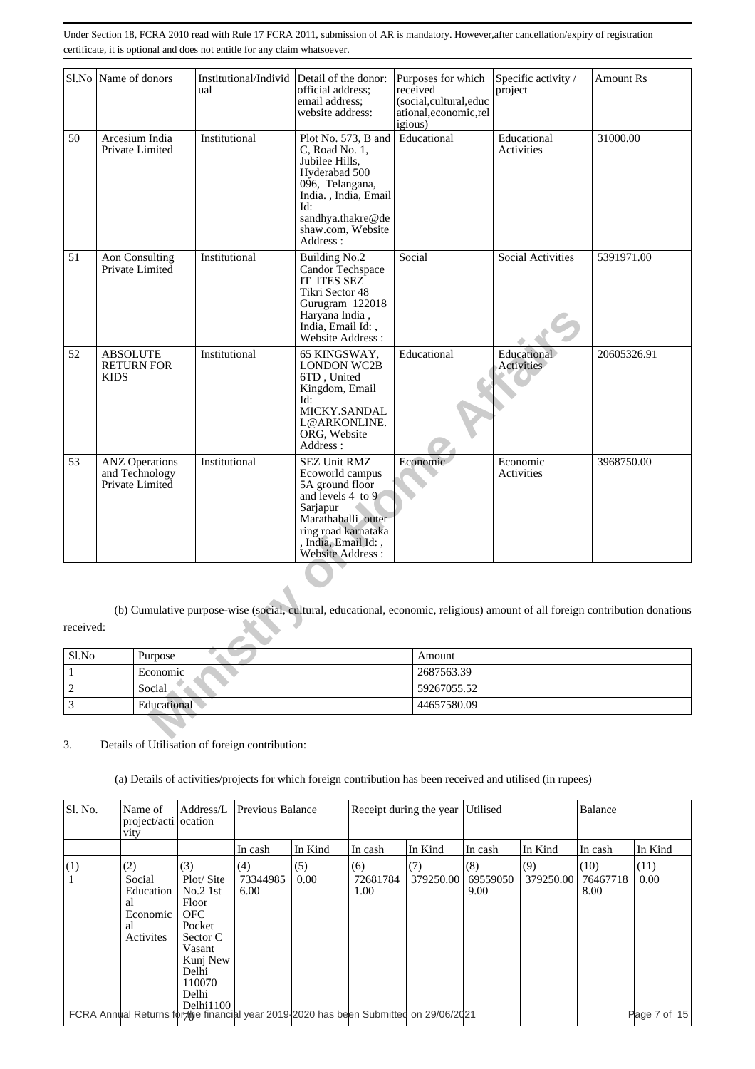Under Section 18, FCRA 2010 read with Rule 17 FCRA 2011, submission of AR is mandatory. However,after cancellation/expiry of registration certificate, it is optional and does not entitle for any claim whatsoever.

| Sl.No | Name of donors | Institutional/Individual | Detail of the donor: official address; email address; website address: | Purposes for which received (social,cultural,educational,economic,religious) | Specific activity / project | Amount Rs |
|---|---|---|---|---|---|---|
| 50 | Arcesium India Private Limited | Institutional | Plot No. 573, B and C, Road No. 1, Jubilee Hills, Hyderabad 500 096, Telangana, India. , India, Email Id: sandhya.thakre@deshaw.com, Website Address : | Educational | Educational Activities | 31000.00 |
| 51 | Aon Consulting Private Limited | Institutional | Building No.2 Candor Techspace IT ITES SEZ Tikri Sector 48 Gurugram 122018 Haryana India , India, Email Id: , Website Address : | Social | Social Activities | 5391971.00 |
| 52 | ABSOLUTE RETURN FOR KIDS | Institutional | 65 KINGSWAY, LONDON WC2B 6TD , United Kingdom, Email Id: MICKY.SANDAL L@ARKONLINE.ORG, Website Address : | Educational | Educational Activities | 20605326.91 |
| 53 | ANZ Operations and Technology Private Limited | Institutional | SEZ Unit RMZ Ecoworld campus 5A ground floor and levels 4 to 9 Sarjapur Marathahalli outer ring road karnataka , India, Email Id: , Website Address : | Economic | Economic Activities | 3968750.00 |

(b) Cumulative purpose-wise (social, cultural, educational, economic, religious) amount of all foreign contribution donations received:

| Sl.No | Purpose | Amount |
|---|---|---|
| 1 | Economic | 2687563.39 |
| 2 | Social | 59267055.52 |
| 3 | Educational | 44657580.09 |

3. Details of Utilisation of foreign contribution:

(a) Details of activities/projects for which foreign contribution has been received and utilised (in rupees)

| Sl. No. | Name of project/activity | Address/Location | Previous Balance | | Receipt during the year | | Utilised | | Balance | |
|---|---|---|---|---|---|---|---|---|---|---|
| | | | In cash | In Kind | In cash | In Kind | In cash | In Kind | In cash | In Kind |
| (1) | (2) | (3) | (4) | (5) | (6) | (7) | (8) | (9) | (10) | (11) |
| 1 | Social Educational Economical Activites | Plot/ Site No.2 1st Floor OFC Pocket Sector C Vasant Kunj New Delhi 110070 Delhi Delhi110070 | 73344985 6.00 | 0.00 | 72681784 1.00 | 379250.00 | 69559050 9.00 | 379250.00 | 76467718 8.00 | 0.00 |

FCRA Annual Returns for the financial year 2019-2020 has been Submitted on 29/06/2021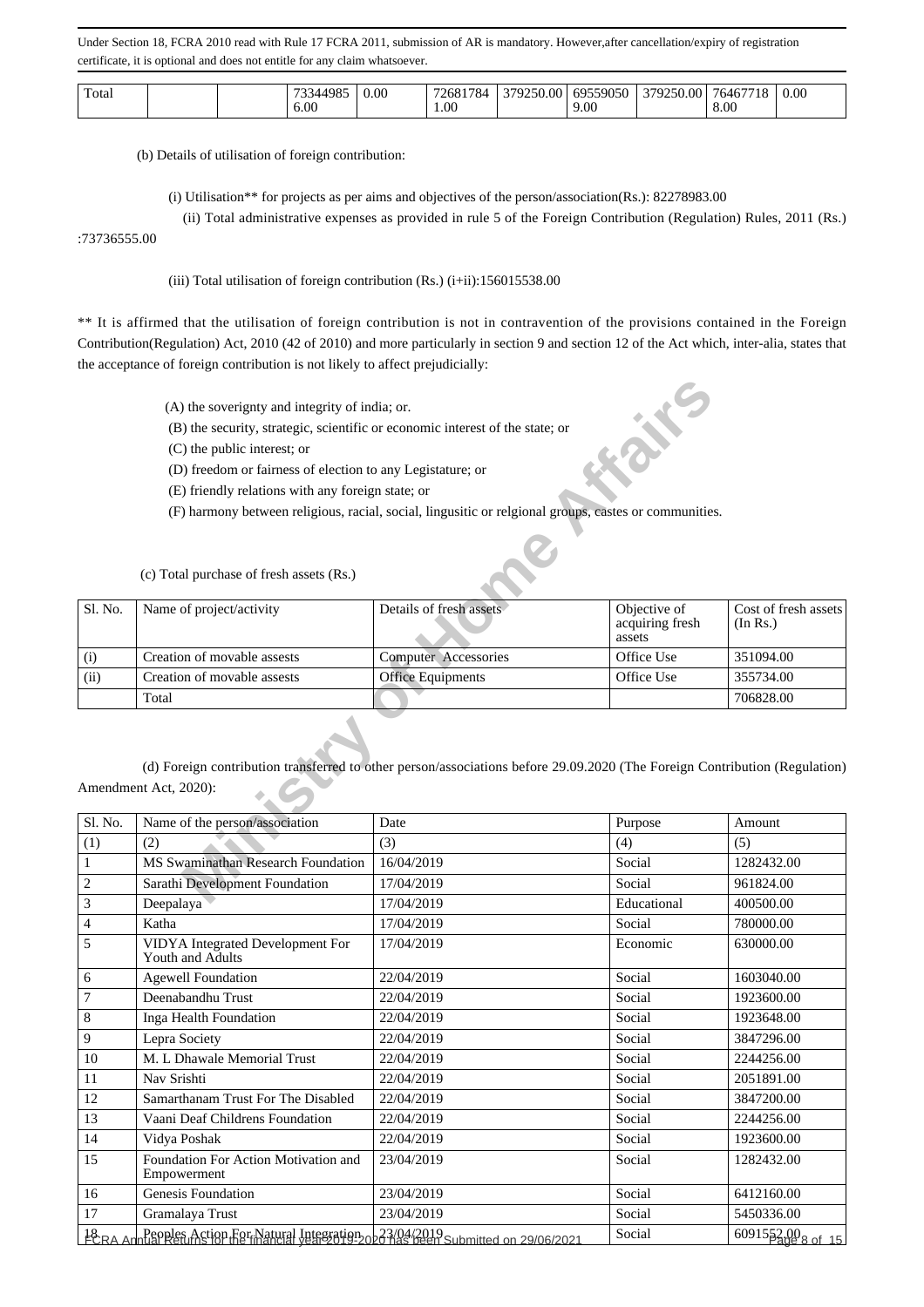Under Section 18, FCRA 2010 read with Rule 17 FCRA 2011, submission of AR is mandatory. However,after cancellation/expiry of registration certificate, it is optional and does not entitle for any claim whatsoever.

| Total | | | 73344985 6.00 | 0.00 | 72681784 1.00 | 379250.00 | 69559050 9.00 | 379250.00 | 76467718 8.00 | 0.00 |
|---|---|---|---|---|---|---|---|---|---|---|

(b) Details of utilisation of foreign contribution:

(i) Utilisation** for projects as per aims and objectives of the person/association(Rs.): 82278983.00

(ii) Total administrative expenses as provided in rule 5 of the Foreign Contribution (Regulation) Rules, 2011 (Rs.) :73736555.00

(iii) Total utilisation of foreign contribution (Rs.) (i+ii):156015538.00

** It is affirmed that the utilisation of foreign contribution is not in contravention of the provisions contained in the Foreign Contribution(Regulation) Act, 2010 (42 of 2010) and more particularly in section 9 and section 12 of the Act which, inter-alia, states that the acceptance of foreign contribution is not likely to affect prejudicially:

(A) the soverignty and integrity of india; or.

(B) the security, strategic, scientific or economic interest of the state; or

(C) the public interest; or

(D) freedom or fairness of election to any Legistature; or

(E) friendly relations with any foreign state; or

(F) harmony between religious, racial, social, lingusitic or relgional groups, castes or communities.

(c) Total purchase of fresh assets (Rs.)

| Sl. No. | Name of project/activity | Details of fresh assets | Objective of acquiring fresh assets | Cost of fresh assets (In Rs.) |
|---|---|---|---|---|
| (i) | Creation of movable assests | Computer Accessories | Office Use | 351094.00 |
| (ii) | Creation of movable assests | Office Equipments | Office Use | 355734.00 |
| | Total | | | 706828.00 |

(d) Foreign contribution transferred to other person/associations before 29.09.2020 (The Foreign Contribution (Regulation) Amendment Act, 2020):

| Sl. No. | Name of the person/association | Date | Purpose | Amount |
|---|---|---|---|---|
| (1) | (2) | (3) | (4) | (5) |
| 1 | MS Swaminathan Research Foundation | 16/04/2019 | Social | 1282432.00 |
| 2 | Sarathi Development Foundation | 17/04/2019 | Social | 961824.00 |
| 3 | Deepalaya | 17/04/2019 | Educational | 400500.00 |
| 4 | Katha | 17/04/2019 | Social | 780000.00 |
| 5 | VIDYA Integrated Development For Youth and Adults | 17/04/2019 | Economic | 630000.00 |
| 6 | Agewell Foundation | 22/04/2019 | Social | 1603040.00 |
| 7 | Deenabandhu Trust | 22/04/2019 | Social | 1923600.00 |
| 8 | Inga Health Foundation | 22/04/2019 | Social | 1923648.00 |
| 9 | Lepra Society | 22/04/2019 | Social | 3847296.00 |
| 10 | M. L Dhawale Memorial Trust | 22/04/2019 | Social | 2244256.00 |
| 11 | Nav Srishti | 22/04/2019 | Social | 2051891.00 |
| 12 | Samarthanam Trust For The Disabled | 22/04/2019 | Social | 3847200.00 |
| 13 | Vaani Deaf Childrens Foundation | 22/04/2019 | Social | 2244256.00 |
| 14 | Vidya Poshak | 22/04/2019 | Social | 1923600.00 |
| 15 | Foundation For Action Motivation and Empowerment | 23/04/2019 | Social | 1282432.00 |
| 16 | Genesis Foundation | 23/04/2019 | Social | 6412160.00 |
| 17 | Gramalaya Trust | 23/04/2019 | Social | 5450336.00 |
| 18 | Peoples Action For Natural Integration | 23/04/2019 | Social | 6091552.00 |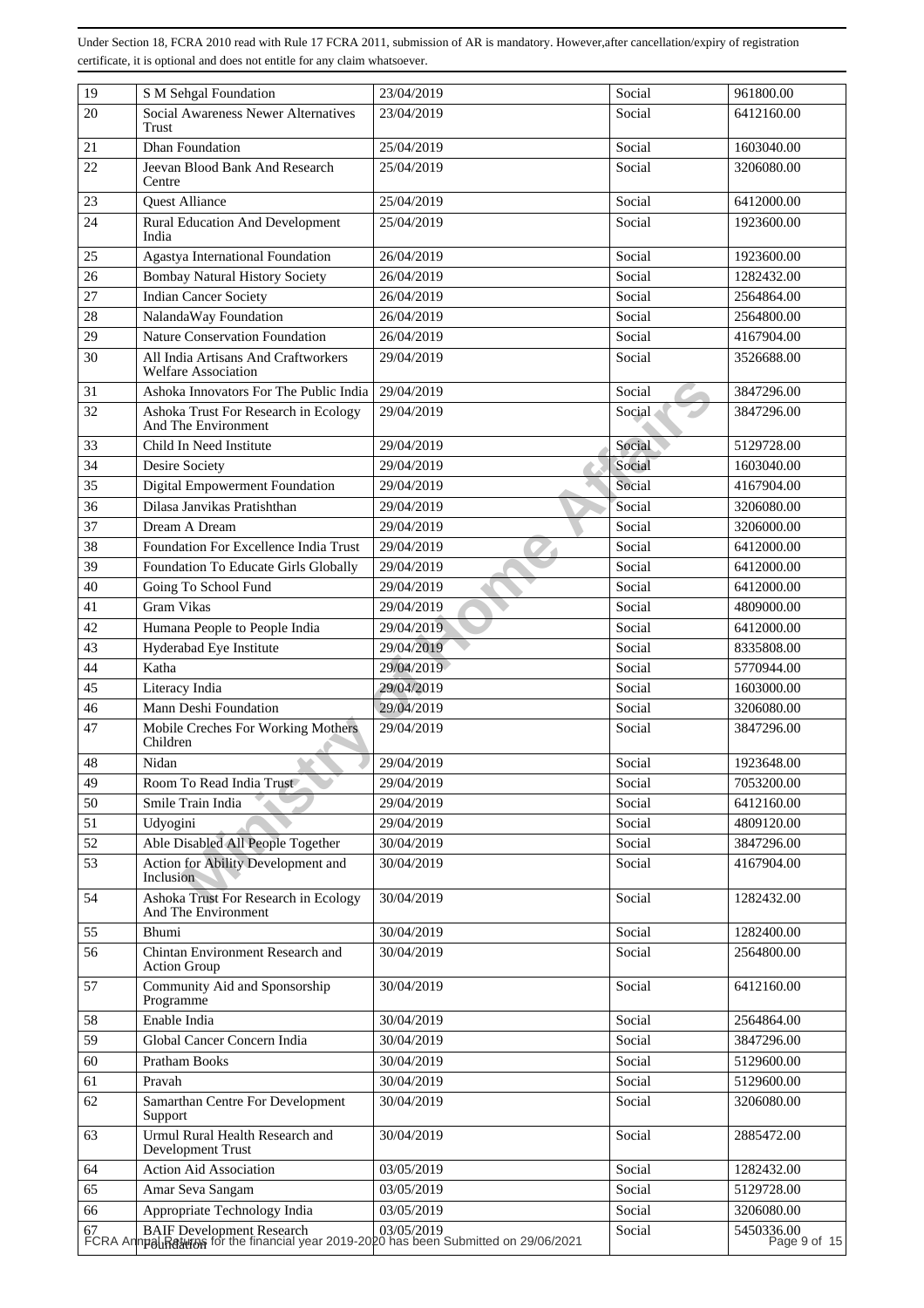Under Section 18, FCRA 2010 read with Rule 17 FCRA 2011, submission of AR is mandatory. However,after cancellation/expiry of registration certificate, it is optional and does not entitle for any claim whatsoever.

| | | | | |
|---|---|---|---|---|
| 19 | S M Sehgal Foundation | 23/04/2019 | Social | 961800.00 |
| 20 | Social Awareness Newer Alternatives Trust | 23/04/2019 | Social | 6412160.00 |
| 21 | Dhan Foundation | 25/04/2019 | Social | 1603040.00 |
| 22 | Jeevan Blood Bank And Research Centre | 25/04/2019 | Social | 3206080.00 |
| 23 | Quest Alliance | 25/04/2019 | Social | 6412000.00 |
| 24 | Rural Education And Development India | 25/04/2019 | Social | 1923600.00 |
| 25 | Agastya International Foundation | 26/04/2019 | Social | 1923600.00 |
| 26 | Bombay Natural History Society | 26/04/2019 | Social | 1282432.00 |
| 27 | Indian Cancer Society | 26/04/2019 | Social | 2564864.00 |
| 28 | NalandaWay Foundation | 26/04/2019 | Social | 2564800.00 |
| 29 | Nature Conservation Foundation | 26/04/2019 | Social | 4167904.00 |
| 30 | All India Artisans And Craftworkers Welfare Association | 29/04/2019 | Social | 3526688.00 |
| 31 | Ashoka Innovators For The Public India | 29/04/2019 | Social | 3847296.00 |
| 32 | Ashoka Trust For Research in Ecology And The Environment | 29/04/2019 | Social | 3847296.00 |
| 33 | Child In Need Institute | 29/04/2019 | Social | 5129728.00 |
| 34 | Desire Society | 29/04/2019 | Social | 1603040.00 |
| 35 | Digital Empowerment Foundation | 29/04/2019 | Social | 4167904.00 |
| 36 | Dilasa Janvikas Pratishthan | 29/04/2019 | Social | 3206080.00 |
| 37 | Dream A Dream | 29/04/2019 | Social | 3206000.00 |
| 38 | Foundation For Excellence India Trust | 29/04/2019 | Social | 6412000.00 |
| 39 | Foundation To Educate Girls Globally | 29/04/2019 | Social | 6412000.00 |
| 40 | Going To School Fund | 29/04/2019 | Social | 6412000.00 |
| 41 | Gram Vikas | 29/04/2019 | Social | 4809000.00 |
| 42 | Humana People to People India | 29/04/2019 | Social | 6412000.00 |
| 43 | Hyderabad Eye Institute | 29/04/2019 | Social | 8335808.00 |
| 44 | Katha | 29/04/2019 | Social | 5770944.00 |
| 45 | Literacy India | 29/04/2019 | Social | 1603000.00 |
| 46 | Mann Deshi Foundation | 29/04/2019 | Social | 3206080.00 |
| 47 | Mobile Creches For Working Mothers Children | 29/04/2019 | Social | 3847296.00 |
| 48 | Nidan | 29/04/2019 | Social | 1923648.00 |
| 49 | Room To Read India Trust | 29/04/2019 | Social | 7053200.00 |
| 50 | Smile Train India | 29/04/2019 | Social | 6412160.00 |
| 51 | Udyogini | 29/04/2019 | Social | 4809120.00 |
| 52 | Able Disabled All People Together | 30/04/2019 | Social | 3847296.00 |
| 53 | Action for Ability Development and Inclusion | 30/04/2019 | Social | 4167904.00 |
| 54 | Ashoka Trust For Research in Ecology And The Environment | 30/04/2019 | Social | 1282432.00 |
| 55 | Bhumi | 30/04/2019 | Social | 1282400.00 |
| 56 | Chintan Environment Research and Action Group | 30/04/2019 | Social | 2564800.00 |
| 57 | Community Aid and Sponsorship Programme | 30/04/2019 | Social | 6412160.00 |
| 58 | Enable India | 30/04/2019 | Social | 2564864.00 |
| 59 | Global Cancer Concern India | 30/04/2019 | Social | 3847296.00 |
| 60 | Pratham Books | 30/04/2019 | Social | 5129600.00 |
| 61 | Pravah | 30/04/2019 | Social | 5129600.00 |
| 62 | Samarthan Centre For Development Support | 30/04/2019 | Social | 3206080.00 |
| 63 | Urmul Rural Health Research and Development Trust | 30/04/2019 | Social | 2885472.00 |
| 64 | Action Aid Association | 03/05/2019 | Social | 1282432.00 |
| 65 | Amar Seva Sangam | 03/05/2019 | Social | 5129728.00 |
| 66 | Appropriate Technology India | 03/05/2019 | Social | 3206080.00 |
| 67 | BAIF Development Research Foundation | 03/05/2019 | Social | 5450336.00 |

FCRA Annual Returns for the financial year 2019-2020 has been Submitted on 29/06/2021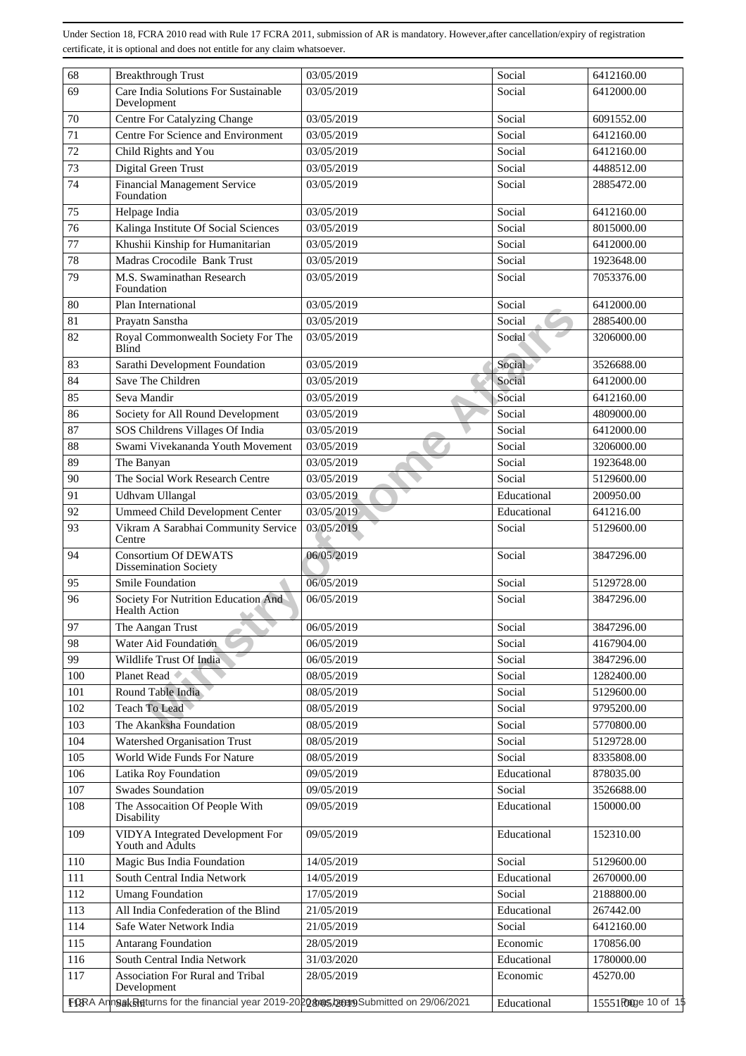| | | | | |
|---|---|---|---|---|
| 68 | Breakthrough Trust | 03/05/2019 | Social | 6412160.00 |
| 69 | Care India Solutions For Sustainable Development | 03/05/2019 | Social | 6412000.00 |
| 70 | Centre For Catalyzing Change | 03/05/2019 | Social | 6091552.00 |
| 71 | Centre For Science and Environment | 03/05/2019 | Social | 6412160.00 |
| 72 | Child Rights and You | 03/05/2019 | Social | 6412160.00 |
| 73 | Digital Green Trust | 03/05/2019 | Social | 4488512.00 |
| 74 | Financial Management Service Foundation | 03/05/2019 | Social | 2885472.00 |
| 75 | Helpage India | 03/05/2019 | Social | 6412160.00 |
| 76 | Kalinga Institute Of Social Sciences | 03/05/2019 | Social | 8015000.00 |
| 77 | Khushii Kinship for Humanitarian | 03/05/2019 | Social | 6412000.00 |
| 78 | Madras Crocodile Bank Trust | 03/05/2019 | Social | 1923648.00 |
| 79 | M.S. Swaminathan Research Foundation | 03/05/2019 | Social | 7053376.00 |
| 80 | Plan International | 03/05/2019 | Social | 6412000.00 |
| 81 | Prayatn Sanstha | 03/05/2019 | Social | 2885400.00 |
| 82 | Royal Commonwealth Society For The Blind | 03/05/2019 | Social | 3206000.00 |
| 83 | Sarathi Development Foundation | 03/05/2019 | Social | 3526688.00 |
| 84 | Save The Children | 03/05/2019 | Social | 6412000.00 |
| 85 | Seva Mandir | 03/05/2019 | Social | 6412160.00 |
| 86 | Society for All Round Development | 03/05/2019 | Social | 4809000.00 |
| 87 | SOS Childrens Villages Of India | 03/05/2019 | Social | 6412000.00 |
| 88 | Swami Vivekananda Youth Movement | 03/05/2019 | Social | 3206000.00 |
| 89 | The Banyan | 03/05/2019 | Social | 1923648.00 |
| 90 | The Social Work Research Centre | 03/05/2019 | Social | 5129600.00 |
| 91 | Udhvam Ullangal | 03/05/2019 | Educational | 200950.00 |
| 92 | Ummeed Child Development Center | 03/05/2019 | Educational | 641216.00 |
| 93 | Vikram A Sarabhai Community Service Centre | 03/05/2019 | Social | 5129600.00 |
| 94 | Consortium Of DEWATS Dissemination Society | 06/05/2019 | Social | 3847296.00 |
| 95 | Smile Foundation | 06/05/2019 | Social | 5129728.00 |
| 96 | Society For Nutrition Education And Health Action | 06/05/2019 | Social | 3847296.00 |
| 97 | The Aangan Trust | 06/05/2019 | Social | 3847296.00 |
| 98 | Water Aid Foundation | 06/05/2019 | Social | 4167904.00 |
| 99 | Wildlife Trust Of India | 06/05/2019 | Social | 3847296.00 |
| 100 | Planet Read | 08/05/2019 | Social | 1282400.00 |
| 101 | Round Table India | 08/05/2019 | Social | 5129600.00 |
| 102 | Teach To Lead | 08/05/2019 | Social | 9795200.00 |
| 103 | The Akanksha Foundation | 08/05/2019 | Social | 5770800.00 |
| 104 | Watershed Organisation Trust | 08/05/2019 | Social | 5129728.00 |
| 105 | World Wide Funds For Nature | 08/05/2019 | Social | 8335808.00 |
| 106 | Latika Roy Foundation | 09/05/2019 | Educational | 878035.00 |
| 107 | Swades Soundation | 09/05/2019 | Social | 3526688.00 |
| 108 | The Assocaition Of People With Disability | 09/05/2019 | Educational | 150000.00 |
| 109 | VIDYA Integrated Development For Youth and Adults | 09/05/2019 | Educational | 152310.00 |
| 110 | Magic Bus India Foundation | 14/05/2019 | Social | 5129600.00 |
| 111 | South Central India Network | 14/05/2019 | Educational | 2670000.00 |
| 112 | Umang Foundation | 17/05/2019 | Social | 2188800.00 |
| 113 | All India Confederation of the Blind | 21/05/2019 | Educational | 267442.00 |
| 114 | Safe Water Network India | 21/05/2019 | Social | 6412160.00 |
| 115 | Antarang Foundation | 28/05/2019 | Economic | 170856.00 |
| 116 | South Central India Network | 31/03/2020 | Educational | 1780000.00 |
| 117 | Association For Rural and Tribal Development | 28/05/2019 | Economic | 45270.00 |
| 118 | Sakshi | 28/05/2019 | Educational | 1555100.00 |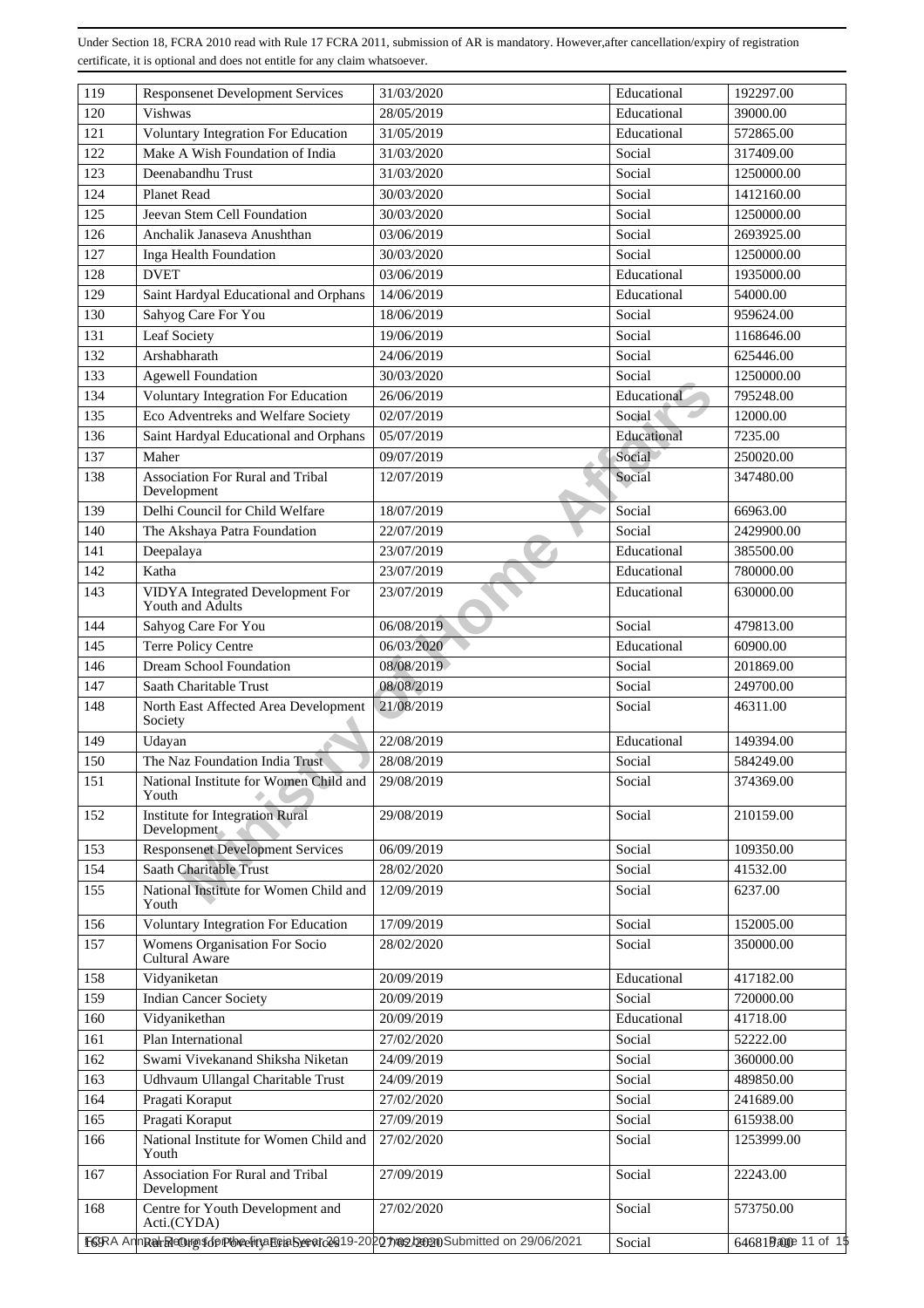| | | | | |
|---|---|---|---|---|
| 119 | Responsenet Development Services | 31/03/2020 | Educational | 192297.00 |
| 120 | Vishwas | 28/05/2019 | Educational | 39000.00 |
| 121 | Voluntary Integration For Education | 31/05/2019 | Educational | 572865.00 |
| 122 | Make A Wish Foundation of India | 31/03/2020 | Social | 317409.00 |
| 123 | Deenabandhu Trust | 31/03/2020 | Social | 1250000.00 |
| 124 | Planet Read | 30/03/2020 | Social | 1412160.00 |
| 125 | Jeevan Stem Cell Foundation | 30/03/2020 | Social | 1250000.00 |
| 126 | Anchalik Janaseva Anushthan | 03/06/2019 | Social | 2693925.00 |
| 127 | Inga Health Foundation | 30/03/2020 | Social | 1250000.00 |
| 128 | DVET | 03/06/2019 | Educational | 1935000.00 |
| 129 | Saint Hardyal Educational and Orphans | 14/06/2019 | Educational | 54000.00 |
| 130 | Sahyog Care For You | 18/06/2019 | Social | 959624.00 |
| 131 | Leaf Society | 19/06/2019 | Social | 1168646.00 |
| 132 | Arshabharath | 24/06/2019 | Social | 625446.00 |
| 133 | Agewell Foundation | 30/03/2020 | Social | 1250000.00 |
| 134 | Voluntary Integration For Education | 26/06/2019 | Educational | 795248.00 |
| 135 | Eco Adventreks and Welfare Society | 02/07/2019 | Social | 12000.00 |
| 136 | Saint Hardyal Educational and Orphans | 05/07/2019 | Educational | 7235.00 |
| 137 | Maher | 09/07/2019 | Social | 250020.00 |
| 138 | Association For Rural and Tribal Development | 12/07/2019 | Social | 347480.00 |
| 139 | Delhi Council for Child Welfare | 18/07/2019 | Social | 66963.00 |
| 140 | The Akshaya Patra Foundation | 22/07/2019 | Social | 2429900.00 |
| 141 | Deepalaya | 23/07/2019 | Educational | 385500.00 |
| 142 | Katha | 23/07/2019 | Educational | 780000.00 |
| 143 | VIDYA Integrated Development For Youth and Adults | 23/07/2019 | Educational | 630000.00 |
| 144 | Sahyog Care For You | 06/08/2019 | Social | 479813.00 |
| 145 | Terre Policy Centre | 06/03/2020 | Educational | 60900.00 |
| 146 | Dream School Foundation | 08/08/2019 | Social | 201869.00 |
| 147 | Saath Charitable Trust | 08/08/2019 | Social | 249700.00 |
| 148 | North East Affected Area Development Society | 21/08/2019 | Social | 46311.00 |
| 149 | Udayan | 22/08/2019 | Educational | 149394.00 |
| 150 | The Naz Foundation India Trust | 28/08/2019 | Social | 584249.00 |
| 151 | National Institute for Women Child and Youth | 29/08/2019 | Social | 374369.00 |
| 152 | Institute for Integration Rural Development | 29/08/2019 | Social | 210159.00 |
| 153 | Responsenet Development Services | 06/09/2019 | Social | 109350.00 |
| 154 | Saath Charitable Trust | 28/02/2020 | Social | 41532.00 |
| 155 | National Institute for Women Child and Youth | 12/09/2019 | Social | 6237.00 |
| 156 | Voluntary Integration For Education | 17/09/2019 | Social | 152005.00 |
| 157 | Womens Organisation For Socio Cultural Aware | 28/02/2020 | Social | 350000.00 |
| 158 | Vidyaniketan | 20/09/2019 | Educational | 417182.00 |
| 159 | Indian Cancer Society | 20/09/2019 | Social | 720000.00 |
| 160 | Vidyanikethan | 20/09/2019 | Educational | 41718.00 |
| 161 | Plan International | 27/02/2020 | Social | 52222.00 |
| 162 | Swami Vivekanand Shiksha Niketan | 24/09/2019 | Social | 360000.00 |
| 163 | Udhvaum Ullangal Charitable Trust | 24/09/2019 | Social | 489850.00 |
| 164 | Pragati Koraput | 27/02/2020 | Social | 241689.00 |
| 165 | Pragati Koraput | 27/09/2019 | Social | 615938.00 |
| 166 | National Institute for Women Child and Youth | 27/02/2020 | Social | 1253999.00 |
| 167 | Association For Rural and Tribal Development | 27/09/2019 | Social | 22243.00 |
| 168 | Centre for Youth Development and Acti.(CYDA) | 27/02/2020 | Social | 573750.00 |
| 169 | Rural Organisation for Poverty Eradication Services | 27/02/2020 | Social | 646818.00 |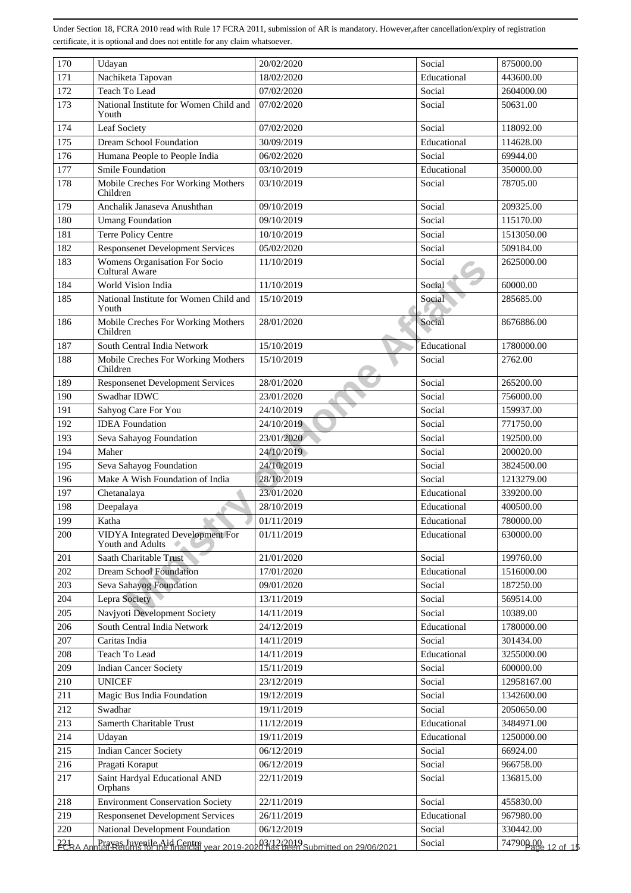Under Section 18, FCRA 2010 read with Rule 17 FCRA 2011, submission of AR is mandatory. However,after cancellation/expiry of registration certificate, it is optional and does not entitle for any claim whatsoever.

| | | | | |
|---|---|---|---|---|
| 170 | Udayan | 20/02/2020 | Social | 875000.00 |
| 171 | Nachiketa Tapovan | 18/02/2020 | Educational | 443600.00 |
| 172 | Teach To Lead | 07/02/2020 | Social | 2604000.00 |
| 173 | National Institute for Women Child and Youth | 07/02/2020 | Social | 50631.00 |
| 174 | Leaf Society | 07/02/2020 | Social | 118092.00 |
| 175 | Dream School Foundation | 30/09/2019 | Educational | 114628.00 |
| 176 | Humana People to People India | 06/02/2020 | Social | 69944.00 |
| 177 | Smile Foundation | 03/10/2019 | Educational | 350000.00 |
| 178 | Mobile Creches For Working Mothers Children | 03/10/2019 | Social | 78705.00 |
| 179 | Anchalik Janaseva Anushthan | 09/10/2019 | Social | 209325.00 |
| 180 | Umang Foundation | 09/10/2019 | Social | 115170.00 |
| 181 | Terre Policy Centre | 10/10/2019 | Social | 1513050.00 |
| 182 | Responsenet Development Services | 05/02/2020 | Social | 509184.00 |
| 183 | Womens Organisation For Socio Cultural Aware | 11/10/2019 | Social | 2625000.00 |
| 184 | World Vision India | 11/10/2019 | Social | 60000.00 |
| 185 | National Institute for Women Child and Youth | 15/10/2019 | Social | 285685.00 |
| 186 | Mobile Creches For Working Mothers Children | 28/01/2020 | Social | 8676886.00 |
| 187 | South Central India Network | 15/10/2019 | Educational | 1780000.00 |
| 188 | Mobile Creches For Working Mothers Children | 15/10/2019 | Social | 2762.00 |
| 189 | Responsenet Development Services | 28/01/2020 | Social | 265200.00 |
| 190 | Swadhar IDWC | 23/01/2020 | Social | 756000.00 |
| 191 | Sahyog Care For You | 24/10/2019 | Social | 159937.00 |
| 192 | IDEA Foundation | 24/10/2019 | Social | 771750.00 |
| 193 | Seva Sahayog Foundation | 23/01/2020 | Social | 192500.00 |
| 194 | Maher | 24/10/2019 | Social | 200020.00 |
| 195 | Seva Sahayog Foundation | 24/10/2019 | Social | 3824500.00 |
| 196 | Make A Wish Foundation of India | 28/10/2019 | Social | 1213279.00 |
| 197 | Chetanalaya | 23/01/2020 | Educational | 339200.00 |
| 198 | Deepalaya | 28/10/2019 | Educational | 400500.00 |
| 199 | Katha | 01/11/2019 | Educational | 780000.00 |
| 200 | VIDYA Integrated Development For Youth and Adults | 01/11/2019 | Educational | 630000.00 |
| 201 | Saath Charitable Trust | 21/01/2020 | Social | 199760.00 |
| 202 | Dream School Foundation | 17/01/2020 | Educational | 1516000.00 |
| 203 | Seva Sahayog Foundation | 09/01/2020 | Social | 187250.00 |
| 204 | Lepra Society | 13/11/2019 | Social | 569514.00 |
| 205 | Navjyoti Development Society | 14/11/2019 | Social | 10389.00 |
| 206 | South Central India Network | 24/12/2019 | Educational | 1780000.00 |
| 207 | Caritas India | 14/11/2019 | Social | 301434.00 |
| 208 | Teach To Lead | 14/11/2019 | Educational | 3255000.00 |
| 209 | Indian Cancer Society | 15/11/2019 | Social | 600000.00 |
| 210 | UNICEF | 23/12/2019 | Social | 12958167.00 |
| 211 | Magic Bus India Foundation | 19/12/2019 | Social | 1342600.00 |
| 212 | Swadhar | 19/11/2019 | Social | 2050650.00 |
| 213 | Samerth Charitable Trust | 11/12/2019 | Educational | 3484971.00 |
| 214 | Udayan | 19/11/2019 | Educational | 1250000.00 |
| 215 | Indian Cancer Society | 06/12/2019 | Social | 66924.00 |
| 216 | Pragati Koraput | 06/12/2019 | Social | 966758.00 |
| 217 | Saint Hardyal Educational AND Orphans | 22/11/2019 | Social | 136815.00 |
| 218 | Environment Conservation Society | 22/11/2019 | Social | 455830.00 |
| 219 | Responsenet Development Services | 26/11/2019 | Educational | 967980.00 |
| 220 | National Development Foundation | 06/12/2019 | Social | 330442.00 |
| 221 | Prayas Juvenile Aid Centre | 03/12/2019 | Social | 747900.00 |

FCRA Annual Returns for the financial year 2019-2020 has been Submitted on 29/06/2021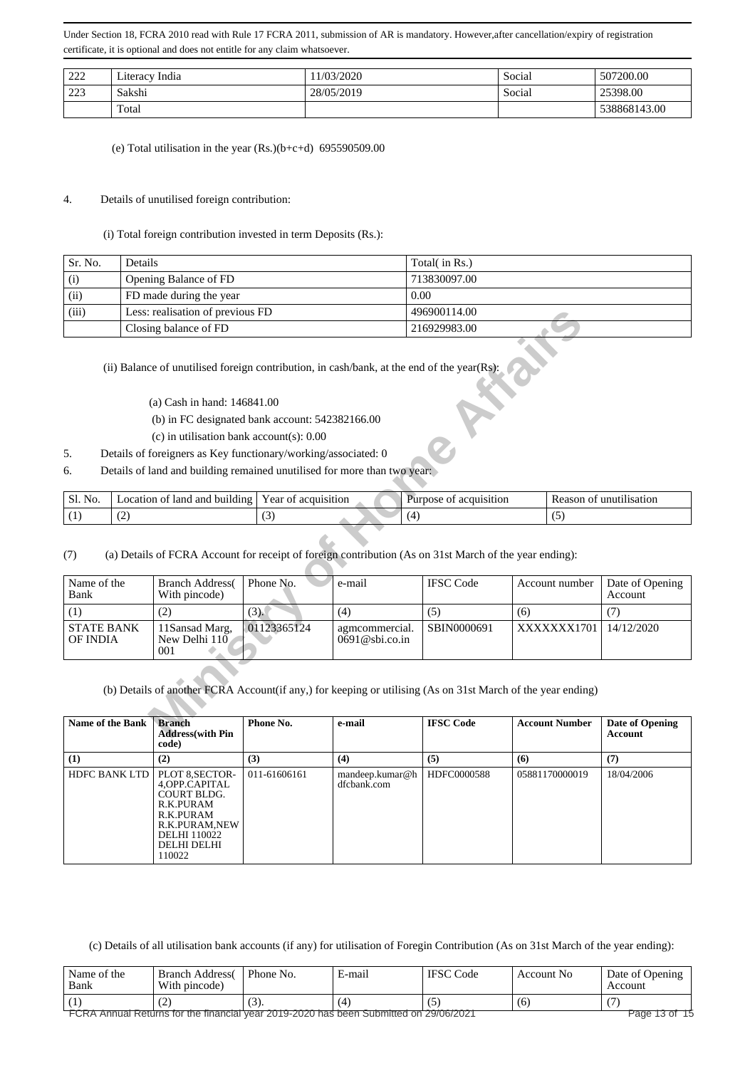| 222 | Literacy India | 11/03/2020 | Social | 507200.00 |
|---|---|---|---|---|
| 223 | Sakshi | 28/05/2019 | Social | 25398.00 |
| | Total | | | 538868143.00 |

(e) Total utilisation in the year (Rs.)(b+c+d) 695590509.00

4. Details of unutilised foreign contribution:

(i) Total foreign contribution invested in term Deposits (Rs.):

| Sr. No. | Details | Total( in Rs.) |
|---|---|---|
| (i) | Opening Balance of FD | 713830097.00 |
| (ii) | FD made during the year | 0.00 |
| (iii) | Less: realisation of previous FD | 496900114.00 |
| | Closing balance of FD | 216929983.00 |

(ii) Balance of unutilised foreign contribution, in cash/bank, at the end of the year(Rs):

(a) Cash in hand: 146841.00

(b) in FC designated bank account: 542382166.00

(c) in utilisation bank account(s): 0.00

5. Details of foreigners as Key functionary/working/associated: 0

6. Details of land and building remained unutilised for more than two year:

| Sl. No. | Location of land and building | Year of acquisition | Purpose of acquisition | Reason of unutilisation |
|---|---|---|---|---|
| (1) | (2) | (3) | (4) | (5) |

(7) (a) Details of FCRA Account for receipt of foreign contribution (As on 31st March of the year ending):

| Name of the Bank | Branch Address( With pincode) | Phone No. | e-mail | IFSC Code | Account number | Date of Opening Account |
|---|---|---|---|---|---|---|
| (1) | (2) | (3). | (4) | (5) | (6) | (7) |
| STATE BANK OF INDIA | 11Sansad Marg, New Delhi 110 001 | 01123365124 | agmcommercial.0691@sbi.co.in | SBIN0000691 | XXXXXXX1701 | 14/12/2020 |

(b) Details of another FCRA Account(if any,) for keeping or utilising (As on 31st March of the year ending)

| Name of the Bank | Branch Address(with Pin code) | Phone No. | e-mail | IFSC Code | Account Number | Date of Opening Account |
|---|---|---|---|---|---|---|
| (1) | (2) | (3) | (4) | (5) | (6) | (7) |
| HDFC BANK LTD | PLOT 8,SECTOR-4,OPP.CAPITAL COURT BLDG. R.K.PURAM R.K.PURAM R.K.PURAM,NEW DELHI 110022 DELHI DELHI 110022 | 011-61606161 | mandeep.kumar@hdfcbank.com | HDFC0000588 | 05881170000019 | 18/04/2006 |

(c) Details of all utilisation bank accounts (if any) for utilisation of Foregin Contribution (As on 31st March of the year ending):

| Name of the Bank | Branch Address( With pincode) | Phone No. | E-mail | IFSC Code | Account No | Date of Opening Account |
|---|---|---|---|---|---|---|
| (1) | (2) | (3). | (4) | (5) | (6) | (7) |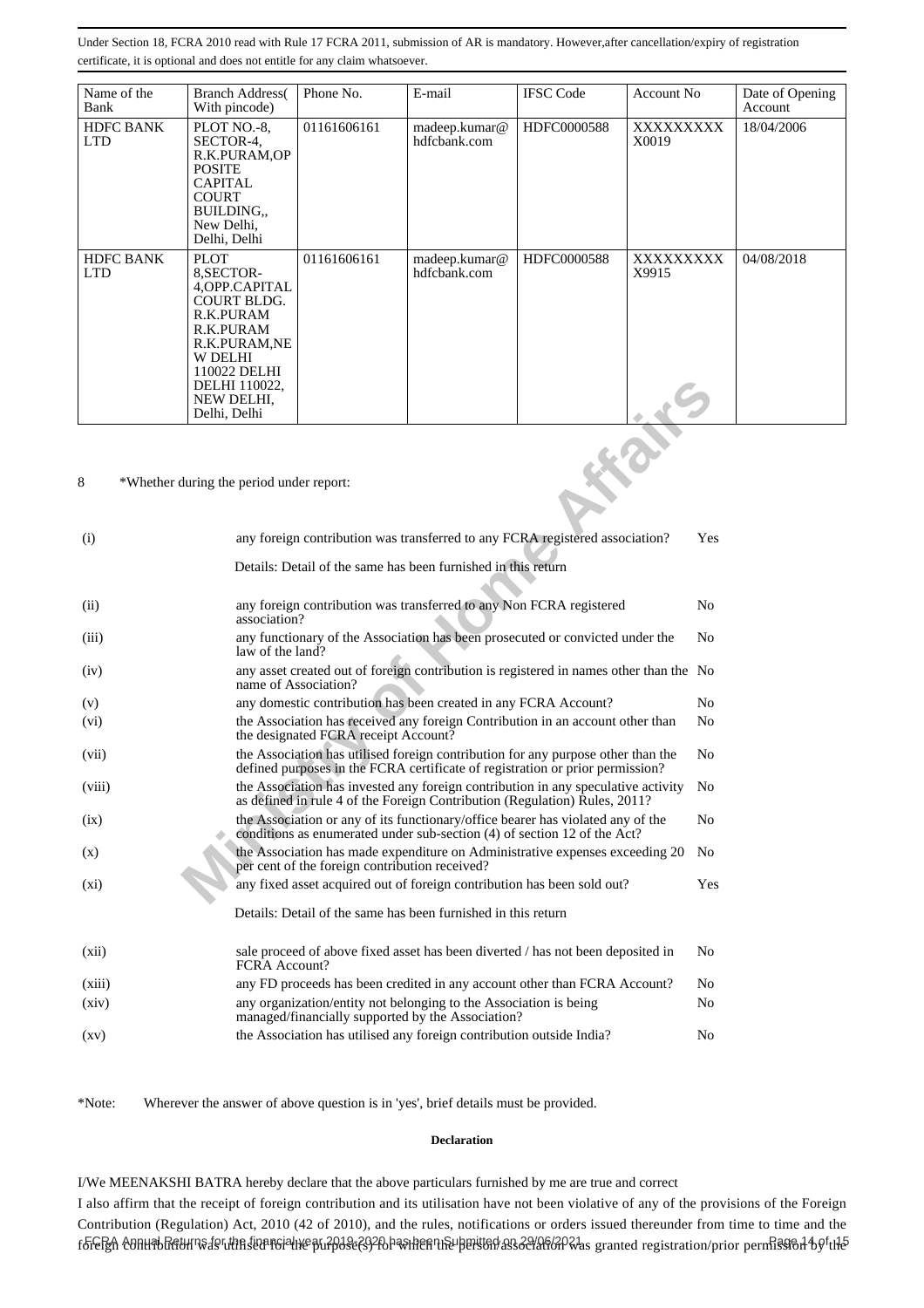Under Section 18, FCRA 2010 read with Rule 17 FCRA 2011, submission of AR is mandatory. However,after cancellation/expiry of registration certificate, it is optional and does not entitle for any claim whatsoever.

| Name of the Bank | Branch Address( With pincode) | Phone No. | E-mail | IFSC Code | Account No | Date of Opening Account |
|---|---|---|---|---|---|---|
| HDFC BANK LTD | PLOT NO.-8, SECTOR-4, R.K.PURAM,OPPOSITE CAPITAL COURT BUILDING,, New Delhi, Delhi, Delhi | 01161606161 | madeep.kumar@hdfcbank.com | HDFC0000588 | XXXXXXXXX X0019 | 18/04/2006 |
| HDFC BANK LTD | PLOT 8,SECTOR-4,OPP.CAPITAL COURT BLDG. R.K.PURAM R.K.PURAM R.K.PURAM,NEW DELHI 110022 DELHI DELHI 110022, NEW DELHI, Delhi, Delhi | 01161606161 | madeep.kumar@hdfcbank.com | HDFC0000588 | XXXXXXXXX X9915 | 04/08/2018 |

8 *Whether during the period under report:

| | | |
|---|---|---|
| (i) | any foreign contribution was transferred to any FCRA registered association?<br>Details: Detail of the same has been furnished in this return | Yes |
| (ii) | any foreign contribution was transferred to any Non FCRA registered association? | No |
| (iii) | any functionary of the Association has been prosecuted or convicted under the law of the land? | No |
| (iv) | any asset created out of foreign contribution is registered in names other than the name of Association? | No |
| (v) | any domestic contribution has been created in any FCRA Account? | No |
| (vi) | the Association has received any foreign Contribution in an account other than the designated FCRA receipt Account? | No |
| (vii) | the Association has utilised foreign contribution for any purpose other than the defined purposes in the FCRA certificate of registration or prior permission? | No |
| (viii) | the Association has invested any foreign contribution in any speculative activity as defined in rule 4 of the Foreign Contribution (Regulation) Rules, 2011? | No |
| (ix) | the Association or any of its functionary/office bearer has violated any of the conditions as enumerated under sub-section (4) of section 12 of the Act? | No |
| (x) | the Association has made expenditure on Administrative expenses exceeding 20 per cent of the foreign contribution received? | No |
| (xi) | any fixed asset acquired out of foreign contribution has been sold out?<br>Details: Detail of the same has been furnished in this return | Yes |
| (xii) | sale proceed of above fixed asset has been diverted / has not been deposited in FCRA Account? | No |
| (xiii) | any FD proceeds has been credited in any account other than FCRA Account? | No |
| (xiv) | any organization/entity not belonging to the Association is being managed/financially supported by the Association? | No |
| (xv) | the Association has utilised any foreign contribution outside India? | No |

*Note: Wherever the answer of above question is in 'yes', brief details must be provided.

**Declaration**

I/We MEENAKSHI BATRA hereby declare that the above particulars furnished by me are true and correct

I also affirm that the receipt of foreign contribution and its utilisation have not been violative of any of the provisions of the Foreign Contribution (Regulation) Act, 2010 (42 of 2010), and the rules, notifications or orders issued thereunder from time to time and the foreign contribution was utilised for the purpose(s) for which the person/association was granted registration/prior permission by the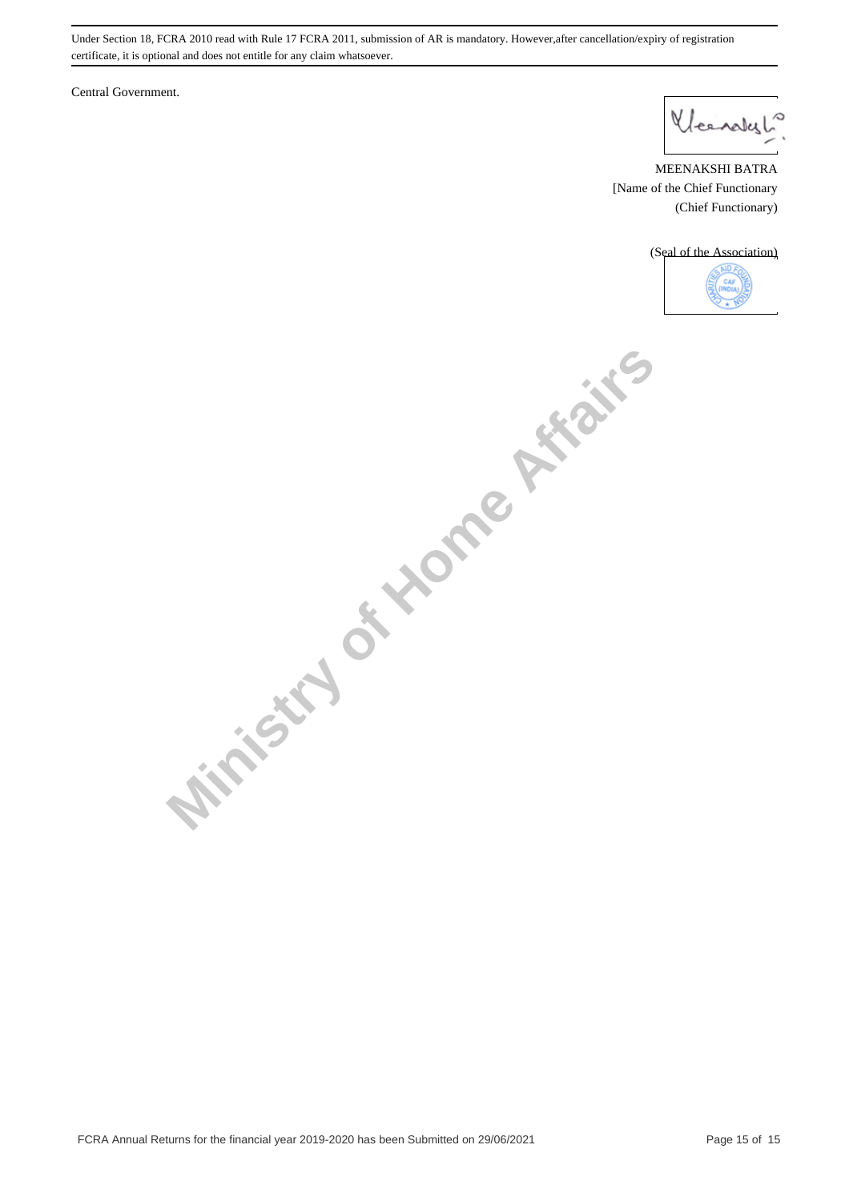Under Section 18, FCRA 2010 read with Rule 17 FCRA 2011, submission of AR is mandatory. However,after cancellation/expiry of registration certificate, it is optional and does not entitle for any claim whatsoever.

Central Government.

MEENAKSHI BATRA
[Name of the Chief Functionary
(Chief Functionary)

(Seal of the Association)

FCRA Annual Returns for the financial year 2019-2020 has been Submitted on 29/06/2021